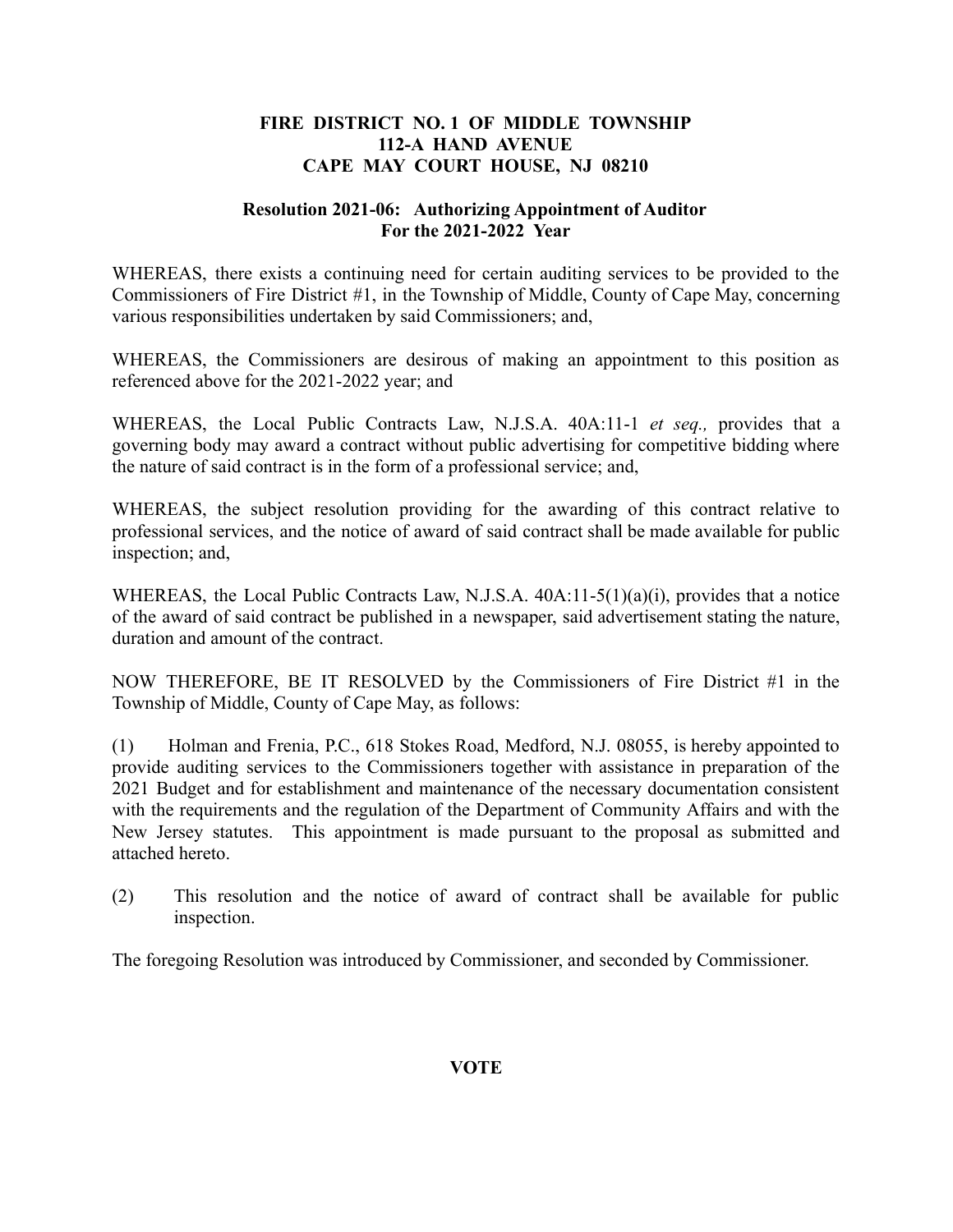**FIRE DISTRICT NO. 1 OF MIDDLE TOWNSHIP**
**112-A HAND AVENUE**
**CAPE MAY COURT HOUSE, NJ 08210**

**Resolution 2021-06: Authorizing Appointment of Auditor**
**For the 2021-2022 Year**

WHEREAS, there exists a continuing need for certain auditing services to be provided to the Commissioners of Fire District #1, in the Township of Middle, County of Cape May, concerning various responsibilities undertaken by said Commissioners; and,

WHEREAS, the Commissioners are desirous of making an appointment to this position as referenced above for the 2021-2022 year; and

WHEREAS, the Local Public Contracts Law, N.J.S.A. 40A:11-1 *et seq.,* provides that a governing body may award a contract without public advertising for competitive bidding where the nature of said contract is in the form of a professional service; and,

WHEREAS, the subject resolution providing for the awarding of this contract relative to professional services, and the notice of award of said contract shall be made available for public inspection; and,

WHEREAS, the Local Public Contracts Law, N.J.S.A. 40A:11-5(1)(a)(i), provides that a notice of the award of said contract be published in a newspaper, said advertisement stating the nature, duration and amount of the contract.

NOW THEREFORE, BE IT RESOLVED by the Commissioners of Fire District #1 in the Township of Middle, County of Cape May, as follows:

(1) Holman and Frenia, P.C., 618 Stokes Road, Medford, N.J. 08055, is hereby appointed to provide auditing services to the Commissioners together with assistance in preparation of the 2021 Budget and for establishment and maintenance of the necessary documentation consistent with the requirements and the regulation of the Department of Community Affairs and with the New Jersey statutes. This appointment is made pursuant to the proposal as submitted and attached hereto.

(2) This resolution and the notice of award of contract shall be available for public inspection.

The foregoing Resolution was introduced by Commissioner, and seconded by Commissioner.

**VOTE**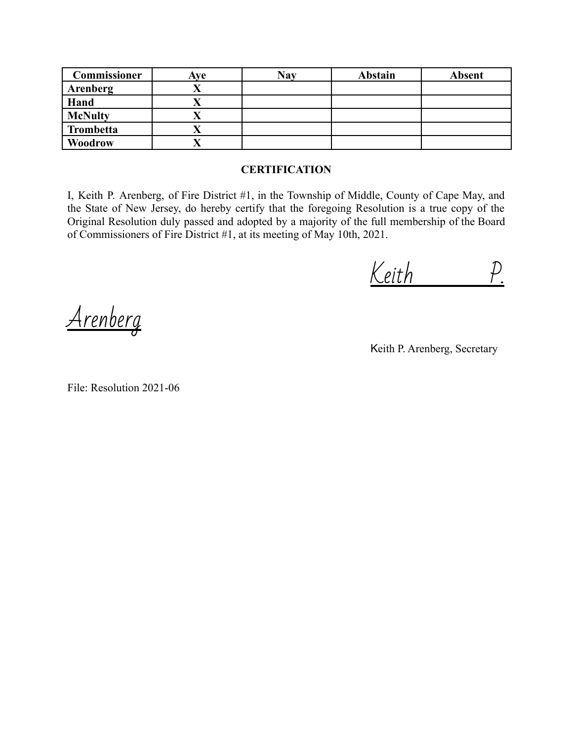| Commissioner | Aye | Nay | Abstain | Absent |
|---|---|---|---|---|
| **Arenberg** | **X** | | | |
| **Hand** | **X** | | | |
| **McNulty** | **X** | | | |
| **Trombetta** | **X** | | | |
| **Woodrow** | **X** | | | |

**CERTIFICATION**

I, Keith P. Arenberg, of Fire District #1, in the Township of Middle, County of Cape May, and the State of New Jersey, do hereby certify that the foregoing Resolution is a true copy of the Original Resolution duly passed and adopted by a majority of the full membership of the Board of Commissioners of Fire District #1, at its meeting of May 10th, 2021.

Keith P. Arenberg

Keith P. Arenberg, Secretary

File: Resolution 2021-06